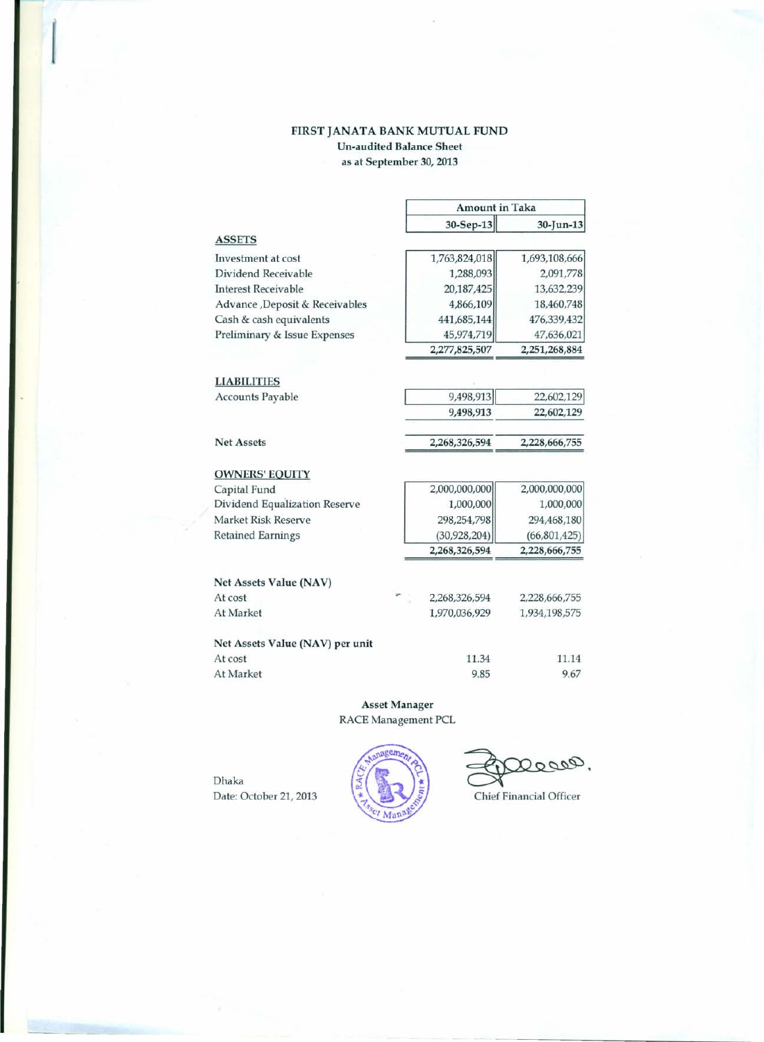# FIRST JANATA BANK MUTUAL FUND

**Un-audited Balance Sheet**

**as at September 30, 2013**

| | Amount in Taka | |
|---|---|---|
| | 30-Sep-13 | 30-Jun-13 |
| **ASSETS** | | |
| Investment at cost | 1,763,824,018 | 1,693,108,666 |
| Dividend Receivable | 1,288,093 | 2,091,778 |
| Interest Receivable | 20,187,425 | 13,632,239 |
| Advance ,Deposit & Receivables | 4,866,109 | 18,460,748 |
| Cash & cash equivalents | 441,685,144 | 476,339,432 |
| Preliminary & Issue Expenses | 45,974,719 | 47,636,021 |
| | 2,277,825,507 | 2,251,268,884 |
| **LIABILITIES** | | |
| Accounts Payable | 9,498,913 | 22,602,129 |
| | 9,498,913 | 22,602,129 |
| Net Assets | 2,268,326,594 | 2,228,666,755 |
| **OWNERS' EQUITY** | | |
| Capital Fund | 2,000,000,000 | 2,000,000,000 |
| Dividend Equalization Reserve | 1,000,000 | 1,000,000 |
| Market Risk Reserve | 298,254,798 | 294,468,180 |
| Retained Earnings | (30,928,204) | (66,801,425) |
| | 2,268,326,594 | 2,228,666,755 |
| **Net Assets Value (NAV)** | | |
| At cost | 2,268,326,594 | 2,228,666,755 |
| At Market | 1,970,036,929 | 1,934,198,575 |
| **Net Assets Value (NAV) per unit** | | |
| At cost | 11.34 | 11.14 |
| At Market | 9.85 | 9.67 |

**Asset Manager**

RACE Management PCL

Dhaka

Date: October 21, 2013

Chief Financial Officer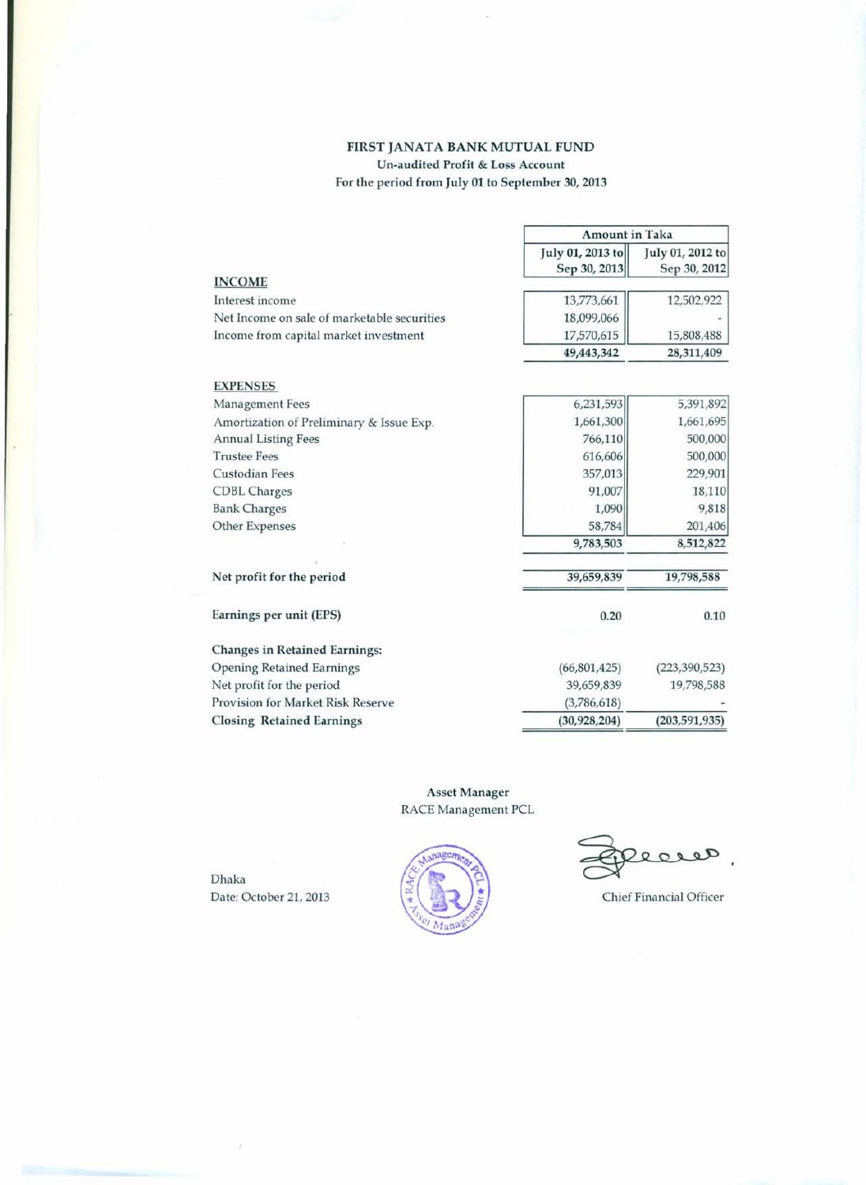# FIRST JANATA BANK MUTUAL FUND

**Un-audited Profit & Loss Account**

For the period from July 01 to September 30, 2013

| | Amount in Taka | |
|---|---|---|
| | July 01, 2013 to Sep 30, 2013 | July 01, 2012 to Sep 30, 2012 |
| **INCOME** | | |
| Interest income | 13,773,661 | 12,502,922 |
| Net Income on sale of marketable securities | 18,099,066 | - |
| Income from capital market investment | 17,570,615 | 15,808,488 |
| | **49,443,342** | **28,311,409** |
| **EXPENSES** | | |
| Management Fees | 6,231,593 | 5,391,892 |
| Amortization of Preliminary & Issue Exp. | 1,661,300 | 1,661,695 |
| Annual Listing Fees | 766,110 | 500,000 |
| Trustee Fees | 616,606 | 500,000 |
| Custodian Fees | 357,013 | 229,901 |
| CDBL Charges | 91,007 | 18,110 |
| Bank Charges | 1,090 | 9,818 |
| Other Expenses | 58,784 | 201,406 |
| | **9,783,503** | **8,512,822** |
| **Net profit for the period** | **39,659,839** | **19,798,588** |
| **Earnings per unit (EPS)** | **0.20** | **0.10** |
| **Changes in Retained Earnings:** | | |
| Opening Retained Earnings | (66,801,425) | (223,390,523) |
| Net profit for the period | 39,659,839 | 19,798,588 |
| Provision for Market Risk Reserve | (3,786,618) | - |
| **Closing Retained Earnings** | **(30,928,204)** | **(203,591,935)** |

Asset Manager
RACE Management PCL

Dhaka
Date: October 21, 2013

Chief Financial Officer